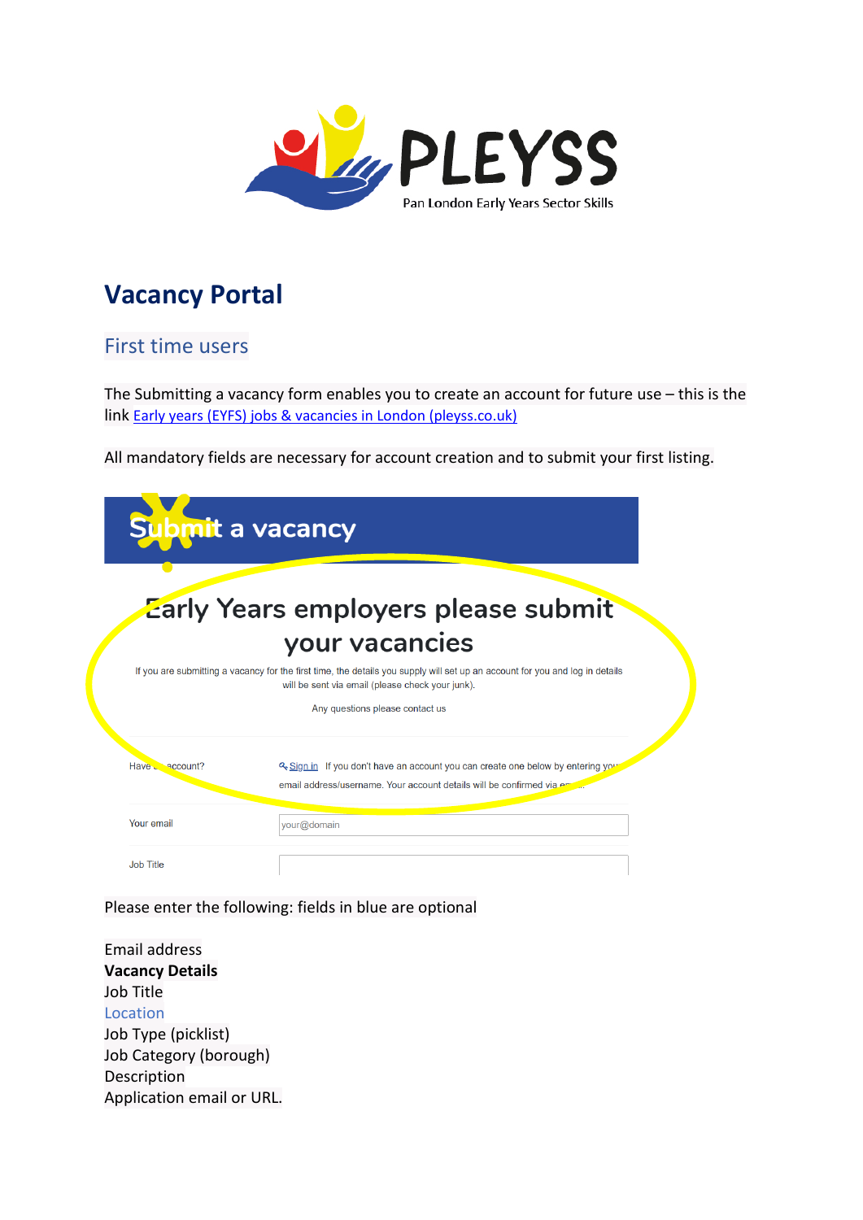PLEYSS

Pan London Early Years Sector Skills

# Vacancy Portal

## First time users

The Submitting a vacancy form enables you to create an account for future use – this is the link [Early years (EYFS) jobs & vacancies in London (pleyss.co.uk)](https://pleyss.co.uk)

All mandatory fields are necessary for account creation and to submit your first listing.

Submit a vacancy

Early Years employers please submit your vacancies

If you are submitting a vacancy for the first time, the details you supply will set up an account for you and log in details will be sent via email (please check your junk).

Any questions please contact us

Have an account? Sign in If you don't have an account you can create one below by entering your email address/username. Your account details will be confirmed via email.

Your email: your@domain

Job Title

Please enter the following: fields in blue are optional

Email address

**Vacancy Details**

Job Title

Location

Job Type (picklist)

Job Category (borough)

Description

Application email or URL.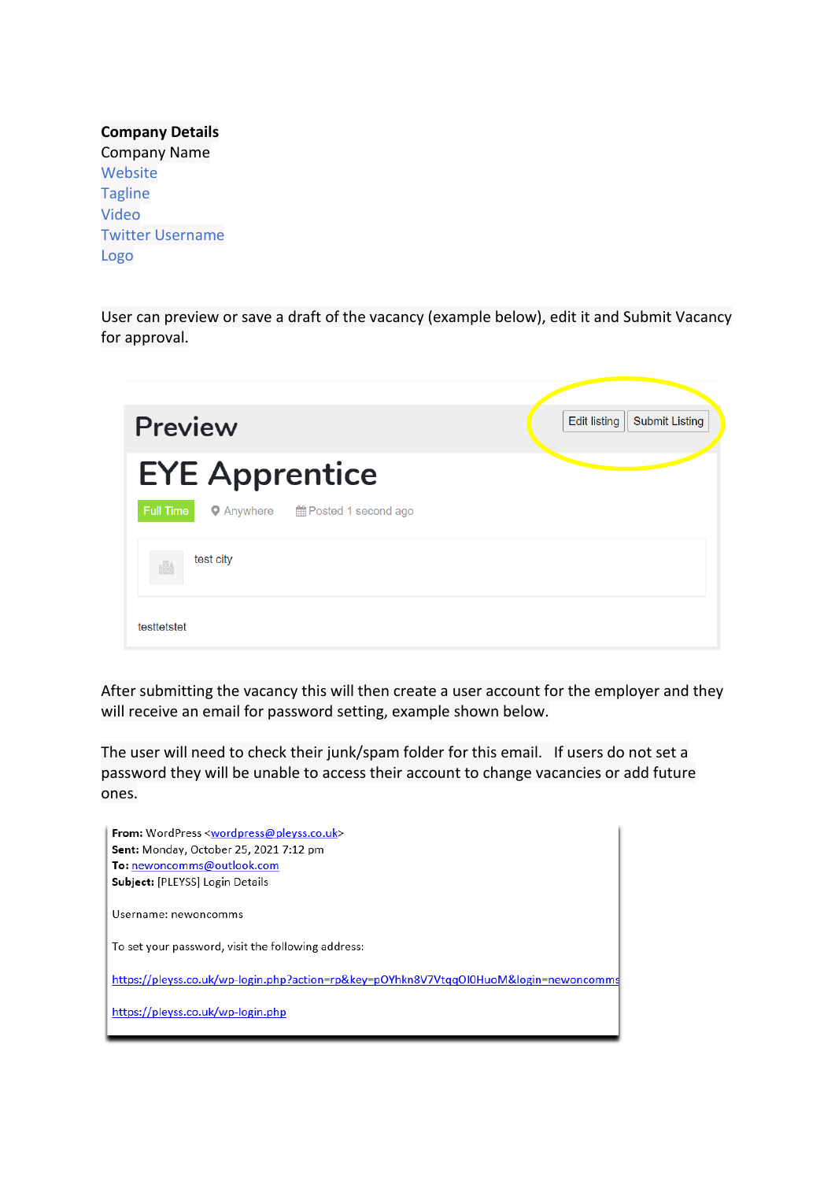**Company Details**
Company Name
Website
Tagline
Video
Twitter Username
Logo

User can preview or save a draft of the vacancy (example below), edit it and Submit Vacancy for approval.

Preview

Edit listing | Submit Listing

EYE Apprentice

Full Time | Anywhere | Posted 1 second ago

test city

testtetstet

After submitting the vacancy this will then create a user account for the employer and they will receive an email for password setting, example shown below.

The user will need to check their junk/spam folder for this email. If users do not set a password they will be unable to access their account to change vacancies or add future ones.

**From:** WordPress <wordpress@pleyss.co.uk>
**Sent:** Monday, October 25, 2021 7:12 pm
**To:** newoncomms@outlook.com
**Subject:** [PLEYSS] Login Details

Username: newoncomms

To set your password, visit the following address:

https://pleyss.co.uk/wp-login.php?action=rp&key=pOYhkn8V7VtqqOI0HuoM&login=newoncomms

https://pleyss.co.uk/wp-login.php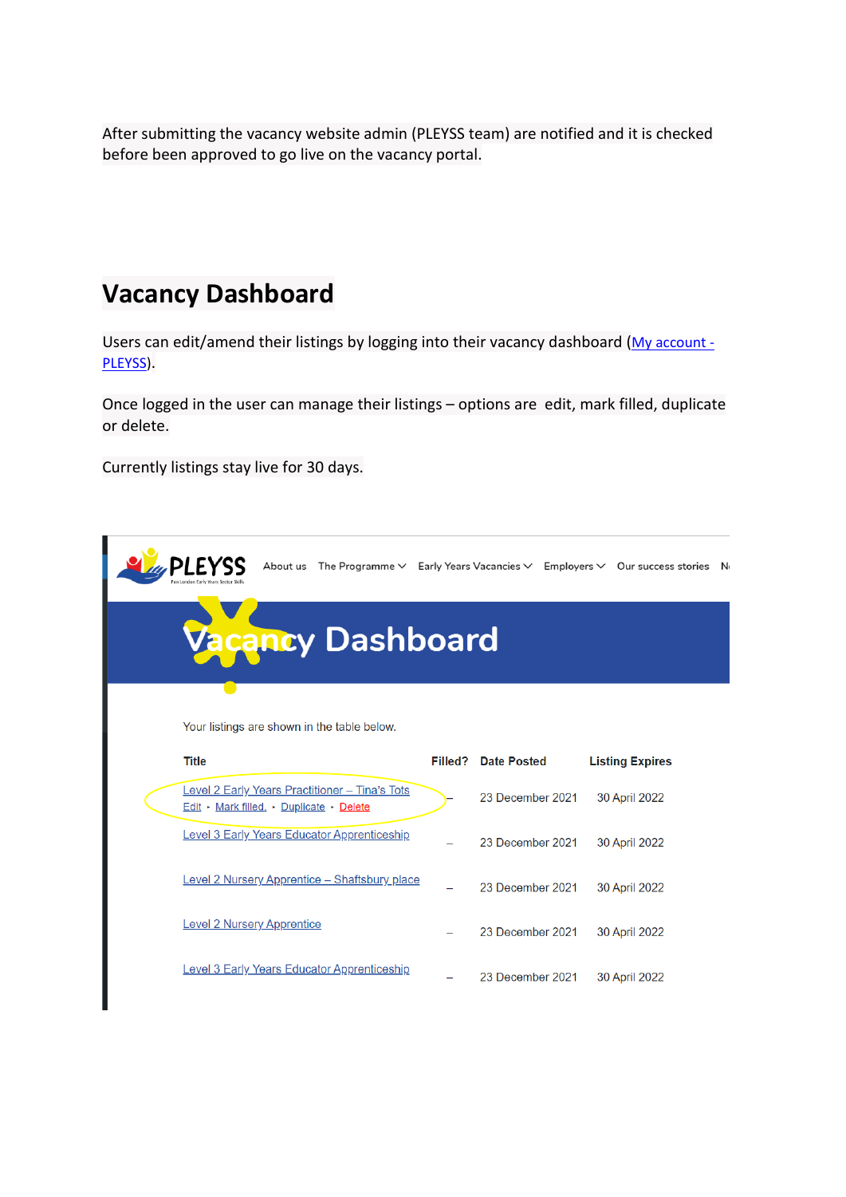After submitting the vacancy website admin (PLEYSS team) are notified and it is checked before been approved to go live on the vacancy portal.

## Vacancy Dashboard

Users can edit/amend their listings by logging into their vacancy dashboard (My account - PLEYSS).

Once logged in the user can manage their listings – options are edit, mark filled, duplicate or delete.

Currently listings stay live for 30 days.

PLEYSS — About us | The Programme | Early Years Vacancies | Employers | Our success stories

# Vacancy Dashboard

Your listings are shown in the table below.

| Title | Filled? | Date Posted | Listing Expires |
| --- | --- | --- | --- |
| Level 2 Early Years Practitioner – Tina's Tots<br>Edit • Mark filled. • Duplicate • Delete | – | 23 December 2021 | 30 April 2022 |
| Level 3 Early Years Educator Apprenticeship | – | 23 December 2021 | 30 April 2022 |
| Level 2 Nursery Apprentice – Shaftsbury place | – | 23 December 2021 | 30 April 2022 |
| Level 2 Nursery Apprentice | – | 23 December 2021 | 30 April 2022 |
| Level 3 Early Years Educator Apprenticeship | – | 23 December 2021 | 30 April 2022 |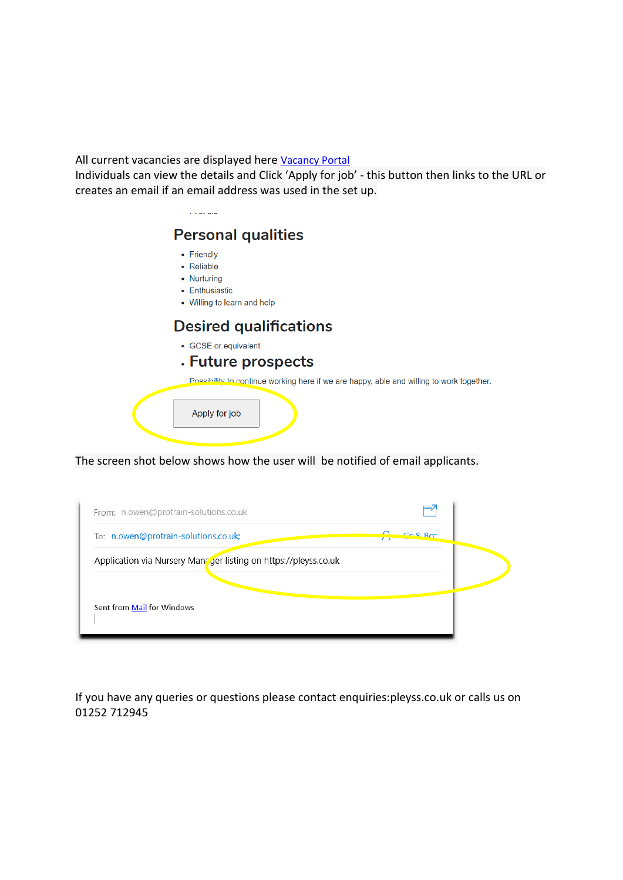All current vacancies are displayed here [Vacancy Portal]

Individuals can view the details and Click 'Apply for job' - this button then links to the URL or creates an email if an email address was used in the set up.

## Personal qualities

- Friendly
- Reliable
- Nurturing
- Enthusiastic
- Willing to learn and help

## Desired qualifications

- GCSE or equivalent

## Future prospects

Possibility to continue working here if we are happy, able and willing to work together.

Apply for job

The screen shot below shows how the user will be notified of email applicants.

From: n.owen@protrain-solutions.co.uk

To: n.owen@protrain-solutions.co.uk; Cc & Bcc

Application via Nursery Manager listing on https://pleyss.co.uk

Sent from Mail for Windows

If you have any queries or questions please contact enquiries:pleyss.co.uk or calls us on 01252 712945